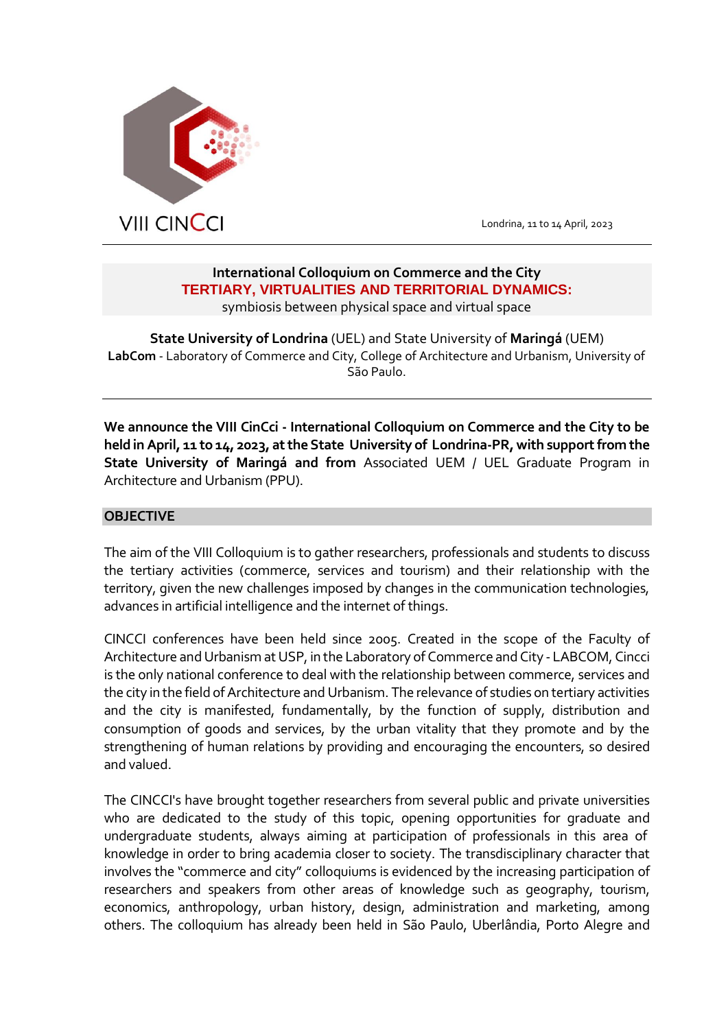VIII CINCCI

Londrina, 11 to 14 April, 2023

---

**International Colloquium on Commerce and the City**

**TERTIARY, VIRTUALITIES AND TERRITORIAL DYNAMICS:**

symbiosis between physical space and virtual space

**State University of Londrina** (UEL) and State University of **Maringá** (UEM)

**LabCom** - Laboratory of Commerce and City, College of Architecture and Urbanism, University of São Paulo.

---

**We announce the VIII CinCci - International Colloquium on Commerce and the City to be held in April, 11 to 14, 2023, at the State University of Londrina-PR, with support from the State University of Maringá and from** Associated UEM / UEL Graduate Program in Architecture and Urbanism (PPU).

## OBJECTIVE

The aim of the VIII Colloquium is to gather researchers, professionals and students to discuss the tertiary activities (commerce, services and tourism) and their relationship with the territory, given the new challenges imposed by changes in the communication technologies, advances in artificial intelligence and the internet of things.

CINCCI conferences have been held since 2005. Created in the scope of the Faculty of Architecture and Urbanism at USP, in the Laboratory of Commerce and City - LABCOM, Cincci is the only national conference to deal with the relationship between commerce, services and the city in the field of Architecture and Urbanism. The relevance of studies on tertiary activities and the city is manifested, fundamentally, by the function of supply, distribution and consumption of goods and services, by the urban vitality that they promote and by the strengthening of human relations by providing and encouraging the encounters, so desired and valued.

The CINCCI's have brought together researchers from several public and private universities who are dedicated to the study of this topic, opening opportunities for graduate and undergraduate students, always aiming at participation of professionals in this area of knowledge in order to bring academia closer to society. The transdisciplinary character that involves the "commerce and city" colloquiums is evidenced by the increasing participation of researchers and speakers from other areas of knowledge such as geography, tourism, economics, anthropology, urban history, design, administration and marketing, among others. The colloquium has already been held in São Paulo, Uberlândia, Porto Alegre and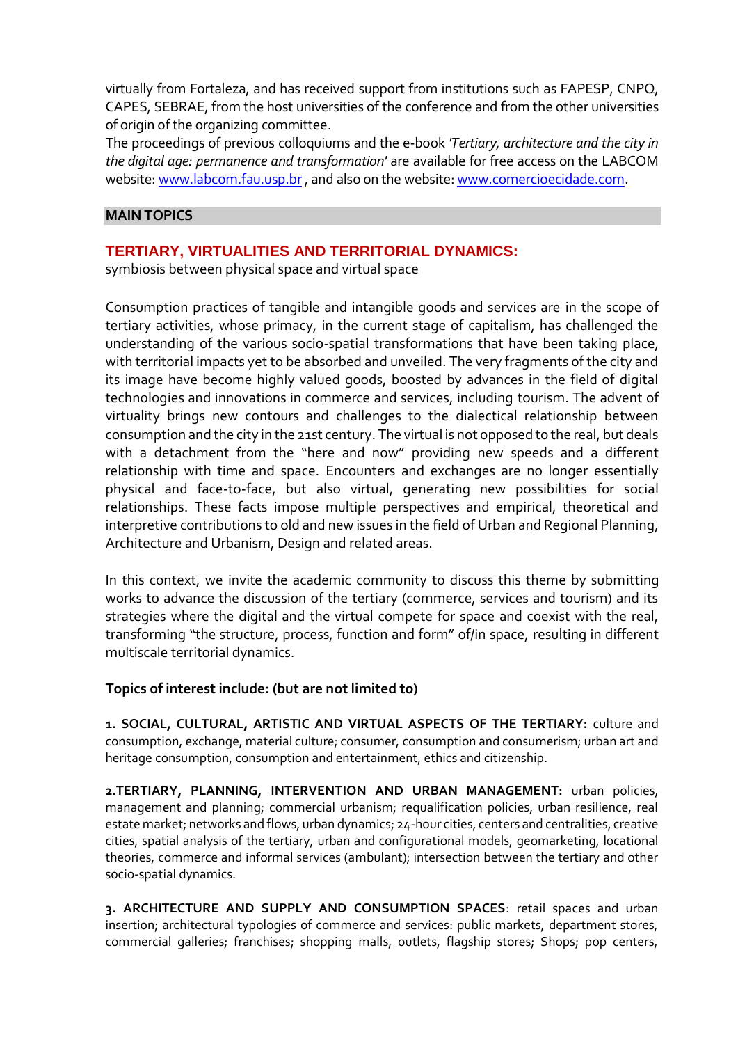virtually from Fortaleza, and has received support from institutions such as FAPESP, CNPQ, CAPES, SEBRAE, from the host universities of the conference and from the other universities of origin of the organizing committee.
The proceedings of previous colloquiums and the e-book *'Tertiary, architecture and the city in the digital age: permanence and transformation'* are available for free access on the LABCOM website: www.labcom.fau.usp.br , and also on the website: www.comercioecidade.com.

## MAIN TOPICS

### TERTIARY, VIRTUALITIES AND TERRITORIAL DYNAMICS:

symbiosis between physical space and virtual space

Consumption practices of tangible and intangible goods and services are in the scope of tertiary activities, whose primacy, in the current stage of capitalism, has challenged the understanding of the various socio-spatial transformations that have been taking place, with territorial impacts yet to be absorbed and unveiled. The very fragments of the city and its image have become highly valued goods, boosted by advances in the field of digital technologies and innovations in commerce and services, including tourism. The advent of virtuality brings new contours and challenges to the dialectical relationship between consumption and the city in the 21st century. The virtual is not opposed to the real, but deals with a detachment from the "here and now" providing new speeds and a different relationship with time and space. Encounters and exchanges are no longer essentially physical and face-to-face, but also virtual, generating new possibilities for social relationships. These facts impose multiple perspectives and empirical, theoretical and interpretive contributions to old and new issues in the field of Urban and Regional Planning, Architecture and Urbanism, Design and related areas.

In this context, we invite the academic community to discuss this theme by submitting works to advance the discussion of the tertiary (commerce, services and tourism) and its strategies where the digital and the virtual compete for space and coexist with the real, transforming "the structure, process, function and form" of/in space, resulting in different multiscale territorial dynamics.

**Topics of interest include: (but are not limited to)**

**1. SOCIAL, CULTURAL, ARTISTIC AND VIRTUAL ASPECTS OF THE TERTIARY:** culture and consumption, exchange, material culture; consumer, consumption and consumerism; urban art and heritage consumption, consumption and entertainment, ethics and citizenship.

**2.TERTIARY, PLANNING, INTERVENTION AND URBAN MANAGEMENT:** urban policies, management and planning; commercial urbanism; requalification policies, urban resilience, real estate market; networks and flows, urban dynamics; 24-hour cities, centers and centralities, creative cities, spatial analysis of the tertiary, urban and configurational models, geomarketing, locational theories, commerce and informal services (ambulant); intersection between the tertiary and other socio-spatial dynamics.

**3. ARCHITECTURE AND SUPPLY AND CONSUMPTION SPACES**: retail spaces and urban insertion; architectural typologies of commerce and services: public markets, department stores, commercial galleries; franchises; shopping malls, outlets, flagship stores; Shops; pop centers,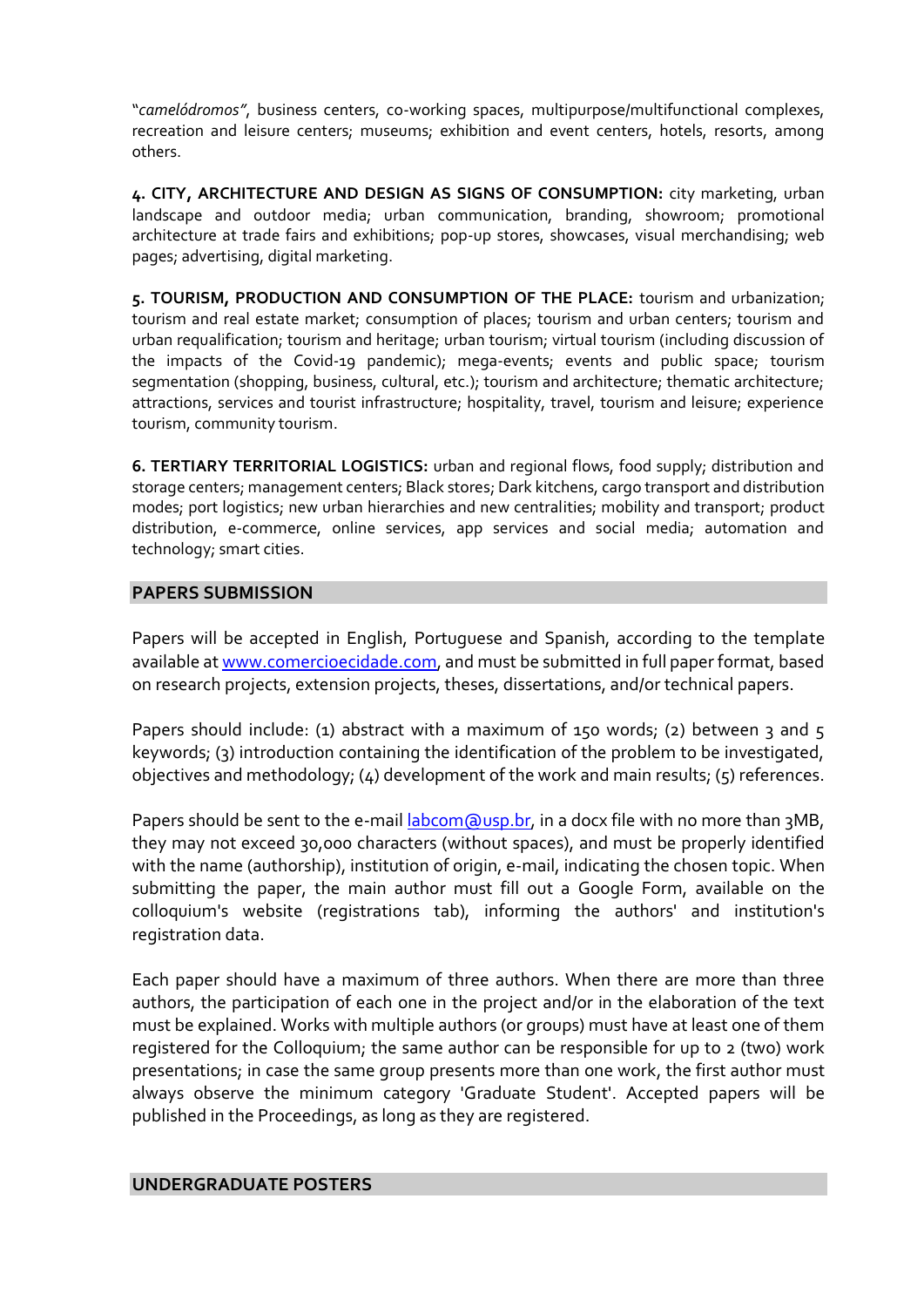"*camelódromos"*, business centers, co-working spaces, multipurpose/multifunctional complexes, recreation and leisure centers; museums; exhibition and event centers, hotels, resorts, among others.

**4. CITY, ARCHITECTURE AND DESIGN AS SIGNS OF CONSUMPTION:** city marketing, urban landscape and outdoor media; urban communication, branding, showroom; promotional architecture at trade fairs and exhibitions; pop-up stores, showcases, visual merchandising; web pages; advertising, digital marketing.

**5. TOURISM, PRODUCTION AND CONSUMPTION OF THE PLACE:** tourism and urbanization; tourism and real estate market; consumption of places; tourism and urban centers; tourism and urban requalification; tourism and heritage; urban tourism; virtual tourism (including discussion of the impacts of the Covid-19 pandemic); mega-events; events and public space; tourism segmentation (shopping, business, cultural, etc.); tourism and architecture; thematic architecture; attractions, services and tourist infrastructure; hospitality, travel, tourism and leisure; experience tourism, community tourism.

**6. TERTIARY TERRITORIAL LOGISTICS:** urban and regional flows, food supply; distribution and storage centers; management centers; Black stores; Dark kitchens, cargo transport and distribution modes; port logistics; new urban hierarchies and new centralities; mobility and transport; product distribution, e-commerce, online services, app services and social media; automation and technology; smart cities.

## PAPERS SUBMISSION

Papers will be accepted in English, Portuguese and Spanish, according to the template available at www.comercioecidade.com, and must be submitted in full paper format, based on research projects, extension projects, theses, dissertations, and/or technical papers.

Papers should include: (1) abstract with a maximum of 150 words; (2) between 3 and 5 keywords; (3) introduction containing the identification of the problem to be investigated, objectives and methodology; (4) development of the work and main results; (5) references.

Papers should be sent to the e-mail labcom@usp.br, in a docx file with no more than 3MB, they may not exceed 30,000 characters (without spaces), and must be properly identified with the name (authorship), institution of origin, e-mail, indicating the chosen topic. When submitting the paper, the main author must fill out a Google Form, available on the colloquium's website (registrations tab), informing the authors' and institution's registration data.

Each paper should have a maximum of three authors. When there are more than three authors, the participation of each one in the project and/or in the elaboration of the text must be explained. Works with multiple authors (or groups) must have at least one of them registered for the Colloquium; the same author can be responsible for up to 2 (two) work presentations; in case the same group presents more than one work, the first author must always observe the minimum category 'Graduate Student'. Accepted papers will be published in the Proceedings, as long as they are registered.

## UNDERGRADUATE POSTERS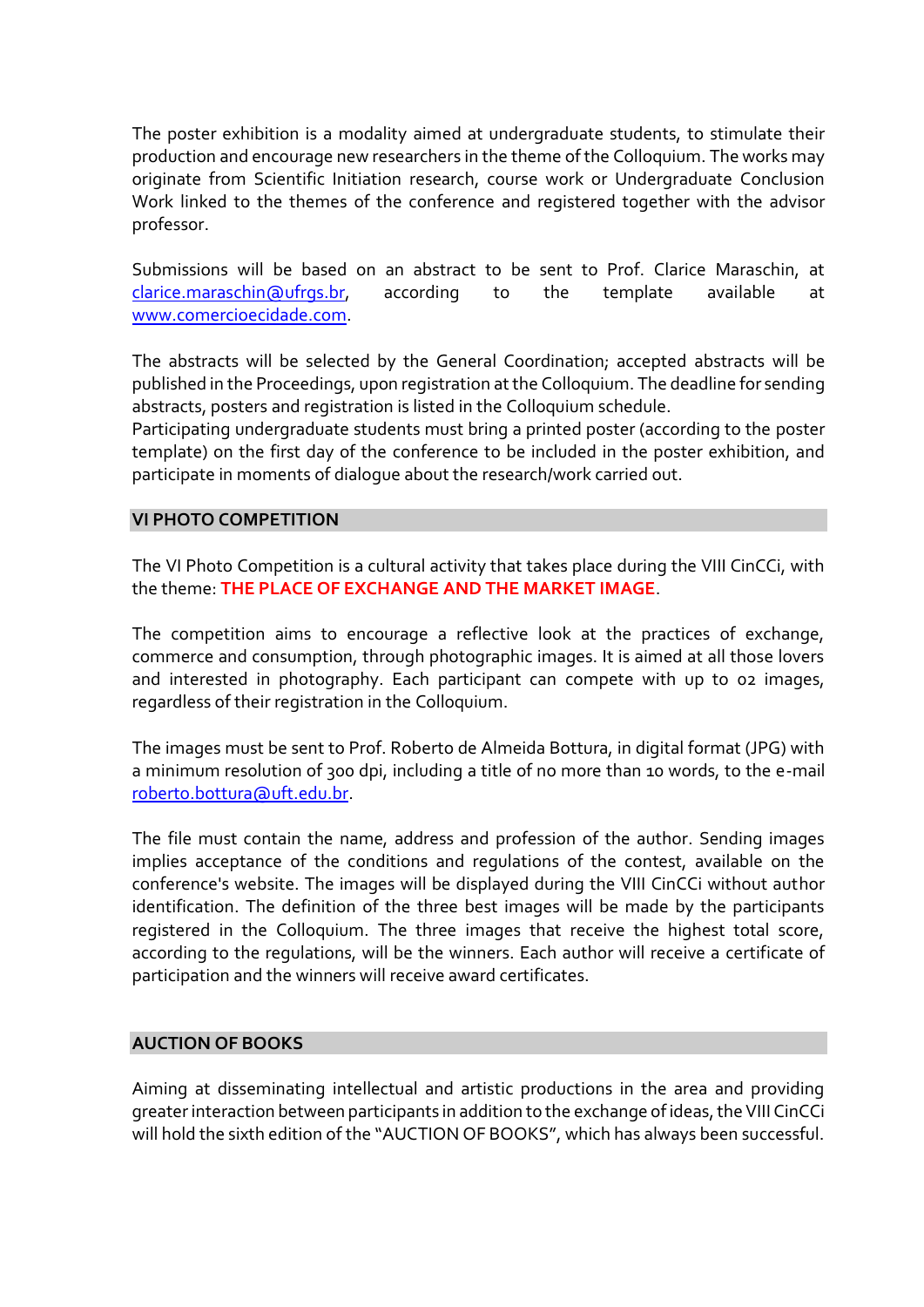The poster exhibition is a modality aimed at undergraduate students, to stimulate their production and encourage new researchers in the theme of the Colloquium. The works may originate from Scientific Initiation research, course work or Undergraduate Conclusion Work linked to the themes of the conference and registered together with the advisor professor.

Submissions will be based on an abstract to be sent to Prof. Clarice Maraschin, at clarice.maraschin@ufrgs.br, according to the template available at www.comercioecidade.com.

The abstracts will be selected by the General Coordination; accepted abstracts will be published in the Proceedings, upon registration at the Colloquium. The deadline for sending abstracts, posters and registration is listed in the Colloquium schedule.
Participating undergraduate students must bring a printed poster (according to the poster template) on the first day of the conference to be included in the poster exhibition, and participate in moments of dialogue about the research/work carried out.

## VI PHOTO COMPETITION

The VI Photo Competition is a cultural activity that takes place during the VIII CinCCi, with the theme: **THE PLACE OF EXCHANGE AND THE MARKET IMAGE**.

The competition aims to encourage a reflective look at the practices of exchange, commerce and consumption, through photographic images. It is aimed at all those lovers and interested in photography. Each participant can compete with up to 02 images, regardless of their registration in the Colloquium.

The images must be sent to Prof. Roberto de Almeida Bottura, in digital format (JPG) with a minimum resolution of 300 dpi, including a title of no more than 10 words, to the e-mail roberto.bottura@uft.edu.br.

The file must contain the name, address and profession of the author. Sending images implies acceptance of the conditions and regulations of the contest, available on the conference's website. The images will be displayed during the VIII CinCCi without author identification. The definition of the three best images will be made by the participants registered in the Colloquium. The three images that receive the highest total score, according to the regulations, will be the winners. Each author will receive a certificate of participation and the winners will receive award certificates.

## AUCTION OF BOOKS

Aiming at disseminating intellectual and artistic productions in the area and providing greater interaction between participants in addition to the exchange of ideas, the VIII CinCCi will hold the sixth edition of the "AUCTION OF BOOKS", which has always been successful.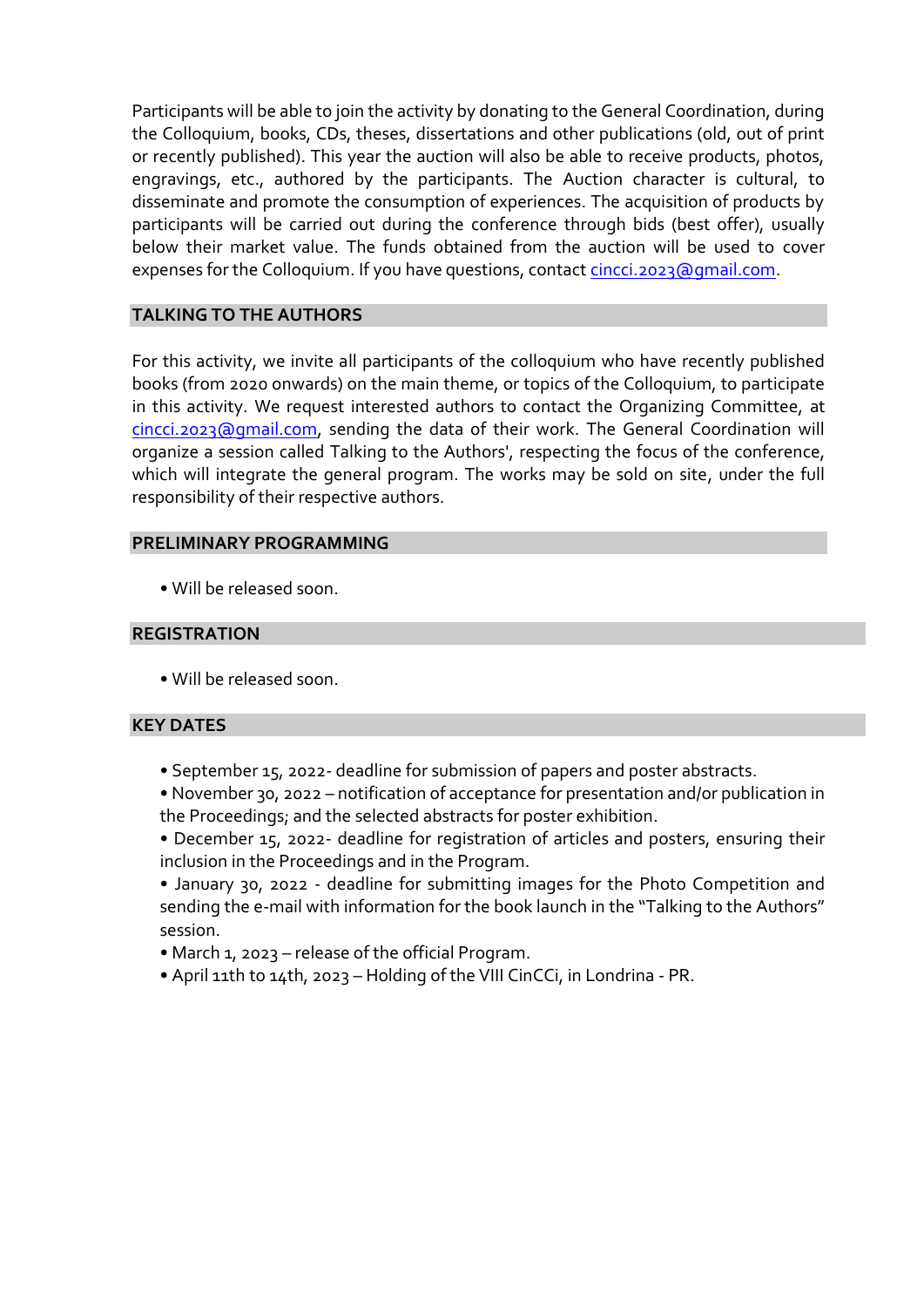Participants will be able to join the activity by donating to the General Coordination, during the Colloquium, books, CDs, theses, dissertations and other publications (old, out of print or recently published). This year the auction will also be able to receive products, photos, engravings, etc., authored by the participants. The Auction character is cultural, to disseminate and promote the consumption of experiences. The acquisition of products by participants will be carried out during the conference through bids (best offer), usually below their market value. The funds obtained from the auction will be used to cover expenses for the Colloquium. If you have questions, contact cincci.2023@gmail.com.

## TALKING TO THE AUTHORS

For this activity, we invite all participants of the colloquium who have recently published books (from 2020 onwards) on the main theme, or topics of the Colloquium, to participate in this activity. We request interested authors to contact the Organizing Committee, at cincci.2023@gmail.com, sending the data of their work. The General Coordination will organize a session called Talking to the Authors', respecting the focus of the conference, which will integrate the general program. The works may be sold on site, under the full responsibility of their respective authors.

## PRELIMINARY PROGRAMMING

- Will be released soon.

## REGISTRATION

- Will be released soon.

## KEY DATES

- September 15, 2022- deadline for submission of papers and poster abstracts.
- November 30, 2022 – notification of acceptance for presentation and/or publication in the Proceedings; and the selected abstracts for poster exhibition.
- December 15, 2022- deadline for registration of articles and posters, ensuring their inclusion in the Proceedings and in the Program.
- January 30, 2022 - deadline for submitting images for the Photo Competition and sending the e-mail with information for the book launch in the "Talking to the Authors" session.
- March 1, 2023 – release of the official Program.
- April 11th to 14th, 2023 – Holding of the VIII CinCCi, in Londrina - PR.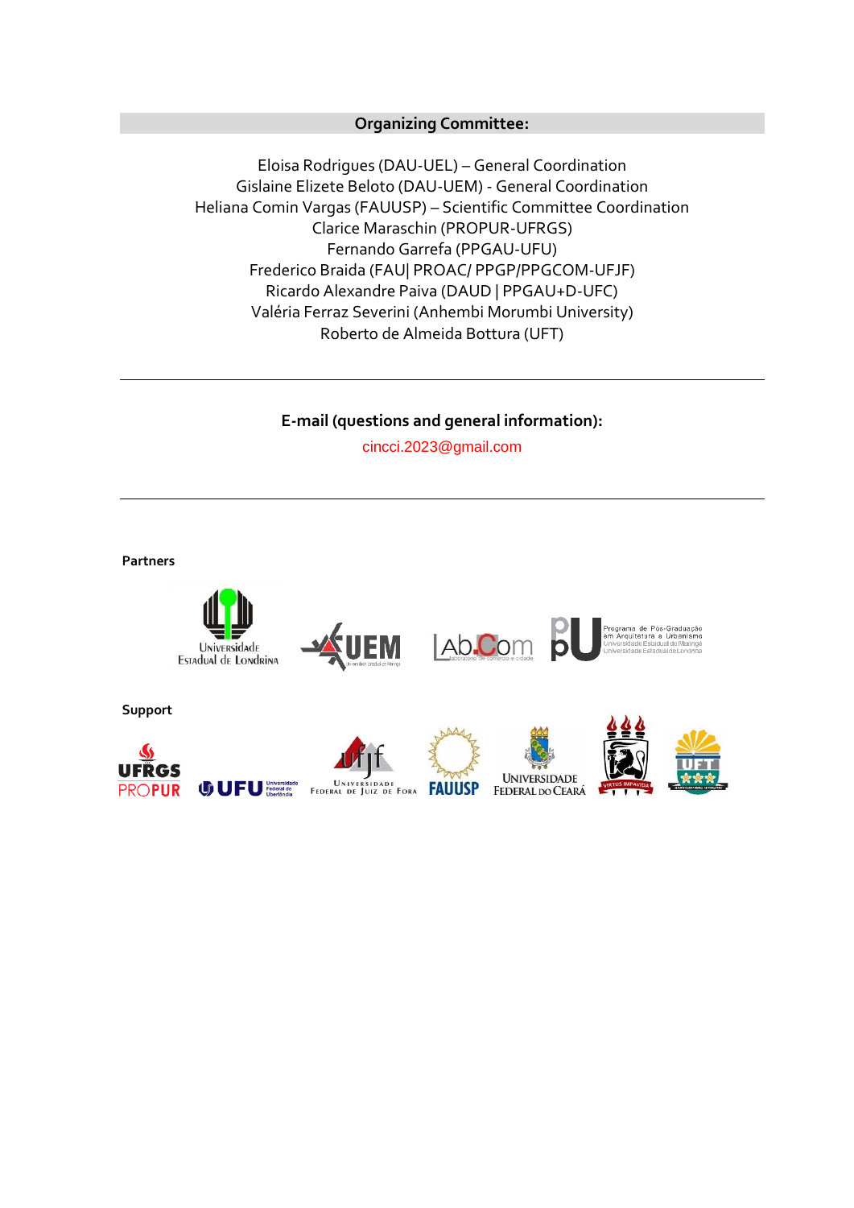## Organizing Committee:

Eloisa Rodrigues (DAU-UEL) – General Coordination
Gislaine Elizete Beloto (DAU-UEM) - General Coordination
Heliana Comin Vargas (FAUUSP) – Scientific Committee Coordination
Clarice Maraschin (PROPUR-UFRGS)
Fernando Garrefa (PPGAU-UFU)
Frederico Braida (FAU| PROAC/ PPGP/PPGCOM-UFJF)
Ricardo Alexandre Paiva (DAUD | PPGAU+D-UFC)
Valéria Ferraz Severini (Anhembi Morumbi University)
Roberto de Almeida Bottura (UFT)

---

**E-mail (questions and general information):**

cincci.2023@gmail.com

---

**Partners**

**Support**